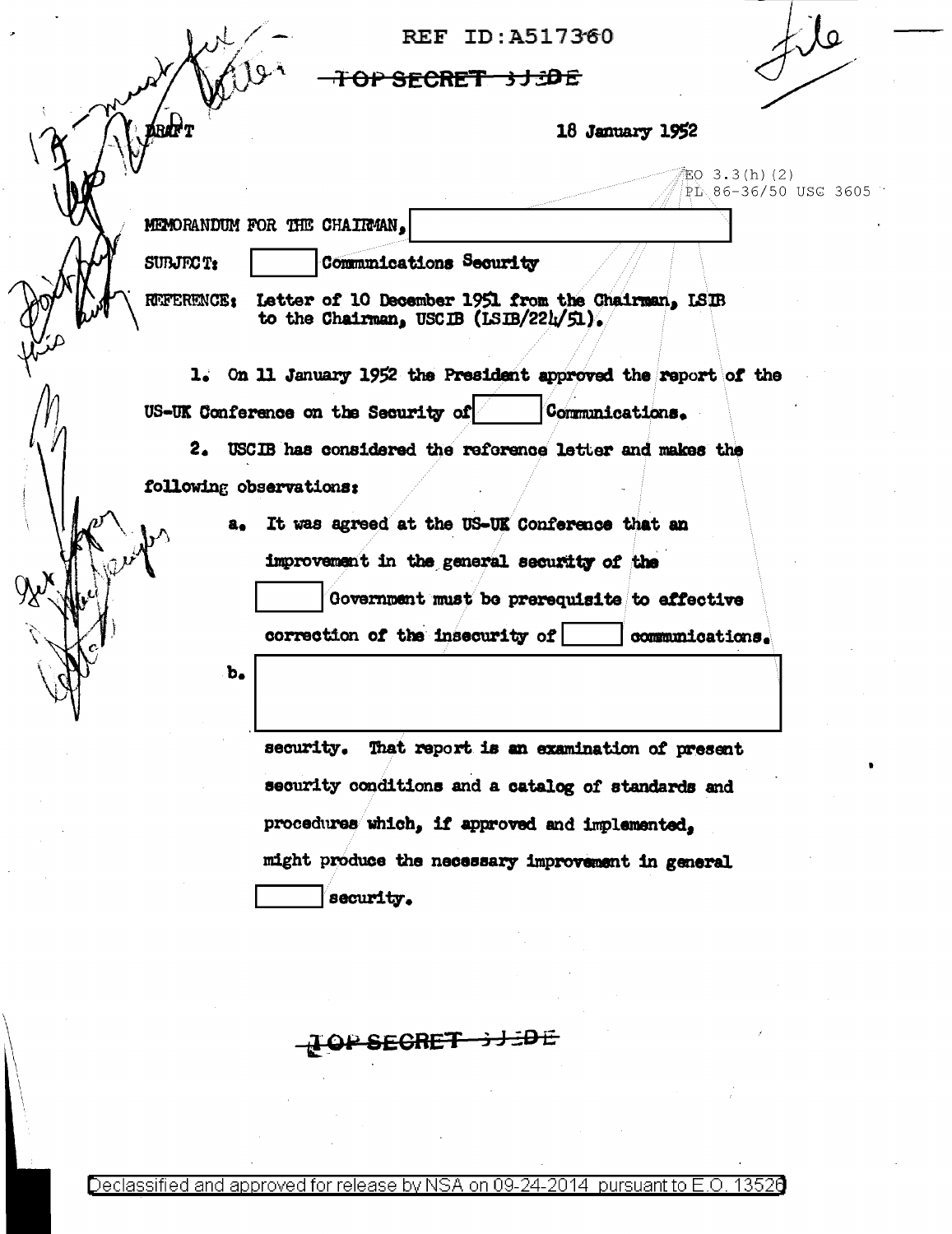REF ID:A517360

~~TOP SECRET SUEDE~~

DRAFT

18 January 1952

EO 3.3(h)(2)
PL 86-36/50 USC 3605

MEMORANDUM FOR THE CHAIRMAN, [redacted]

SUBJECT: [redacted] Communications Security

REFERENCE: Letter of 10 December 1951 from the Chairman, LSIB to the Chairman, USCIB (LSIB/224/51).

1. On 11 January 1952 the President approved the report of the US-UK Conference on the Security of [redacted] Communications.

2. USCIB has considered the reference letter and makes the following observations:

   a. It was agreed at the US-UK Conference that an improvement in the general security of the [redacted] Government must be prerequisite to effective correction of the insecurity of [redacted] communications.

   b. [redacted] security. That report is an examination of present security conditions and a catalog of standards and procedures which, if approved and implemented, might produce the necessary improvement in general [redacted] security.

~~TOP SECRET SUEDE~~

Declassified and approved for release by NSA on 09-24-2014 pursuant to E.O. 13526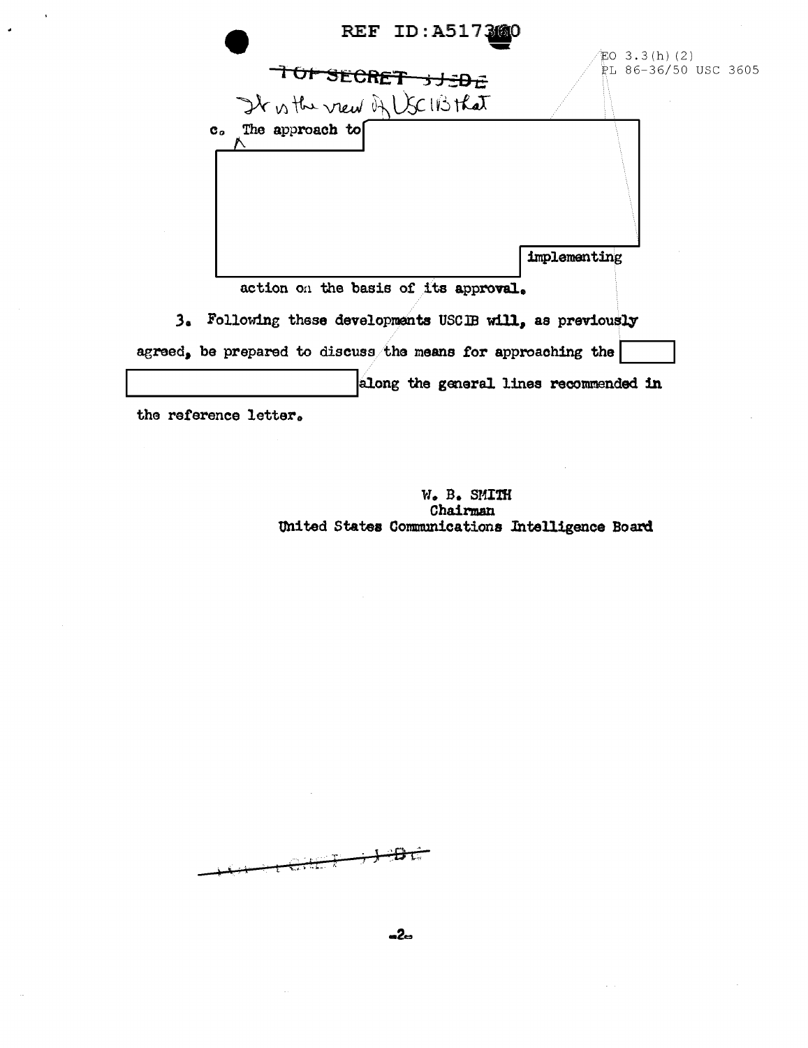EO 3.3(h)(2)
PL 86-36/50 USC 3605

~~TOP SECRET~~ ~~SUEDE~~

It is the view of USCIB that

c. The approach to [redacted] implementing action on the basis of its approval.

3. Following these developments USCIB will, as previously agreed, be prepared to discuss the means for approaching the [redacted] [redacted] along the general lines recommended in the reference letter.

W. B. SMITH
Chairman
United States Communications Intelligence Board

~~TOP SECRET~~ ~~SUEDE~~